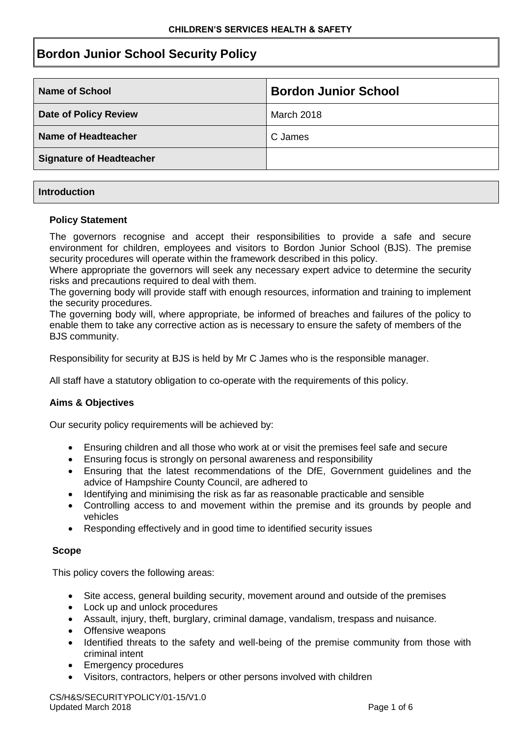**CHILDREN'S SERVICES HEALTH & SAFETY**

# Bordon Junior School Security Policy

| Name of School | Bordon Junior School |
|---|---|
| Date of Policy Review | March 2018 |
| Name of Headteacher | C James |
| Signature of Headteacher | |

## Introduction

### Policy Statement

The governors recognise and accept their responsibilities to provide a safe and secure environment for children, employees and visitors to Bordon Junior School (BJS). The premise security procedures will operate within the framework described in this policy.

Where appropriate the governors will seek any necessary expert advice to determine the security risks and precautions required to deal with them.

The governing body will provide staff with enough resources, information and training to implement the security procedures.

The governing body will, where appropriate, be informed of breaches and failures of the policy to enable them to take any corrective action as is necessary to ensure the safety of members of the BJS community.

Responsibility for security at BJS is held by Mr C James who is the responsible manager.

All staff have a statutory obligation to co-operate with the requirements of this policy.

### Aims & Objectives

Our security policy requirements will be achieved by:

- Ensuring children and all those who work at or visit the premises feel safe and secure
- Ensuring focus is strongly on personal awareness and responsibility
- Ensuring that the latest recommendations of the DfE, Government guidelines and the advice of Hampshire County Council, are adhered to
- Identifying and minimising the risk as far as reasonable practicable and sensible
- Controlling access to and movement within the premise and its grounds by people and vehicles
- Responding effectively and in good time to identified security issues

### Scope

This policy covers the following areas:

- Site access, general building security, movement around and outside of the premises
- Lock up and unlock procedures
- Assault, injury, theft, burglary, criminal damage, vandalism, trespass and nuisance.
- Offensive weapons
- Identified threats to the safety and well-being of the premise community from those with criminal intent
- Emergency procedures
- Visitors, contractors, helpers or other persons involved with children

CS/H&S/SECURITYPOLICY/01-15/V1.0
Updated March 2018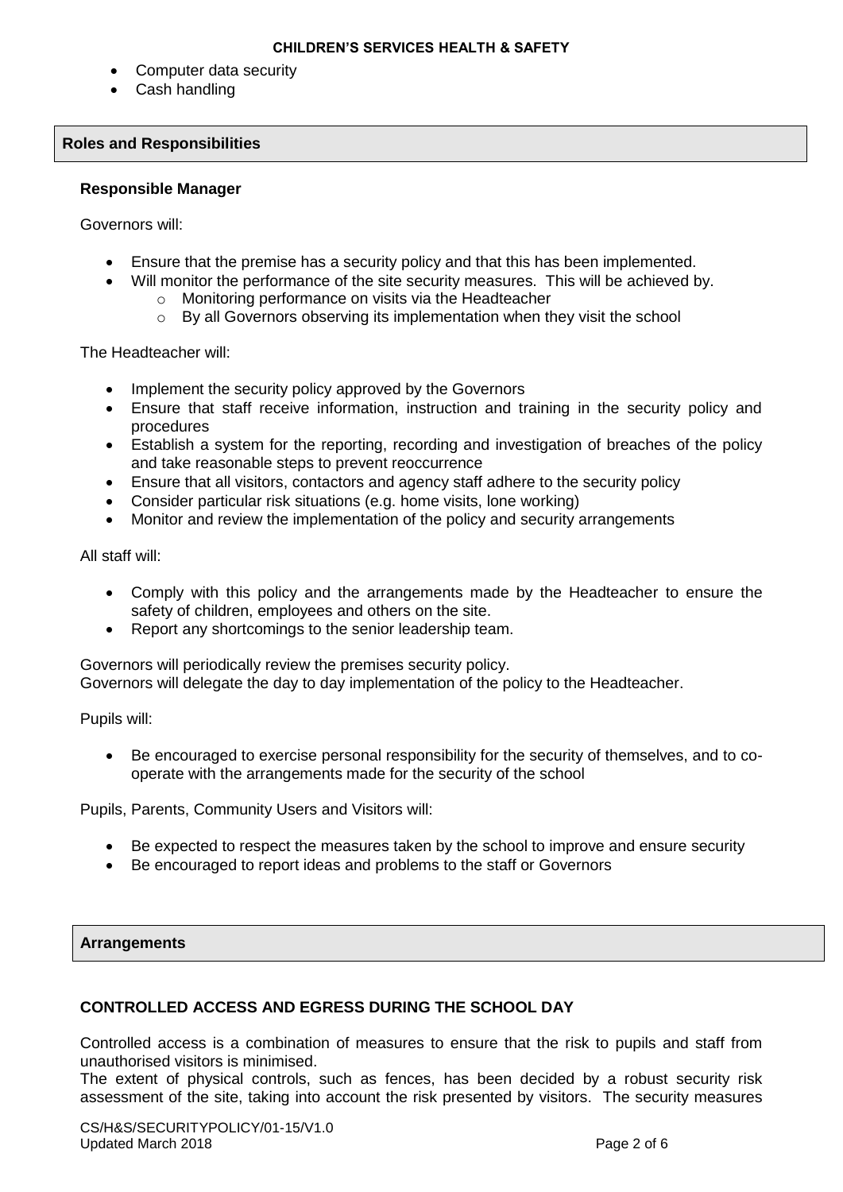- Computer data security
- Cash handling

## Roles and Responsibilities

### Responsible Manager

Governors will:

- Ensure that the premise has a security policy and that this has been implemented.
- Will monitor the performance of the site security measures. This will be achieved by.
    - Monitoring performance on visits via the Headteacher
    - By all Governors observing its implementation when they visit the school

The Headteacher will:

- Implement the security policy approved by the Governors
- Ensure that staff receive information, instruction and training in the security policy and procedures
- Establish a system for the reporting, recording and investigation of breaches of the policy and take reasonable steps to prevent reoccurrence
- Ensure that all visitors, contactors and agency staff adhere to the security policy
- Consider particular risk situations (e.g. home visits, lone working)
- Monitor and review the implementation of the policy and security arrangements

All staff will:

- Comply with this policy and the arrangements made by the Headteacher to ensure the safety of children, employees and others on the site.
- Report any shortcomings to the senior leadership team.

Governors will periodically review the premises security policy.
Governors will delegate the day to day implementation of the policy to the Headteacher.

Pupils will:

- Be encouraged to exercise personal responsibility for the security of themselves, and to co-operate with the arrangements made for the security of the school

Pupils, Parents, Community Users and Visitors will:

- Be expected to respect the measures taken by the school to improve and ensure security
- Be encouraged to report ideas and problems to the staff or Governors

## Arrangements

### CONTROLLED ACCESS AND EGRESS DURING THE SCHOOL DAY

Controlled access is a combination of measures to ensure that the risk to pupils and staff from unauthorised visitors is minimised.
The extent of physical controls, such as fences, has been decided by a robust security risk assessment of the site, taking into account the risk presented by visitors. The security measures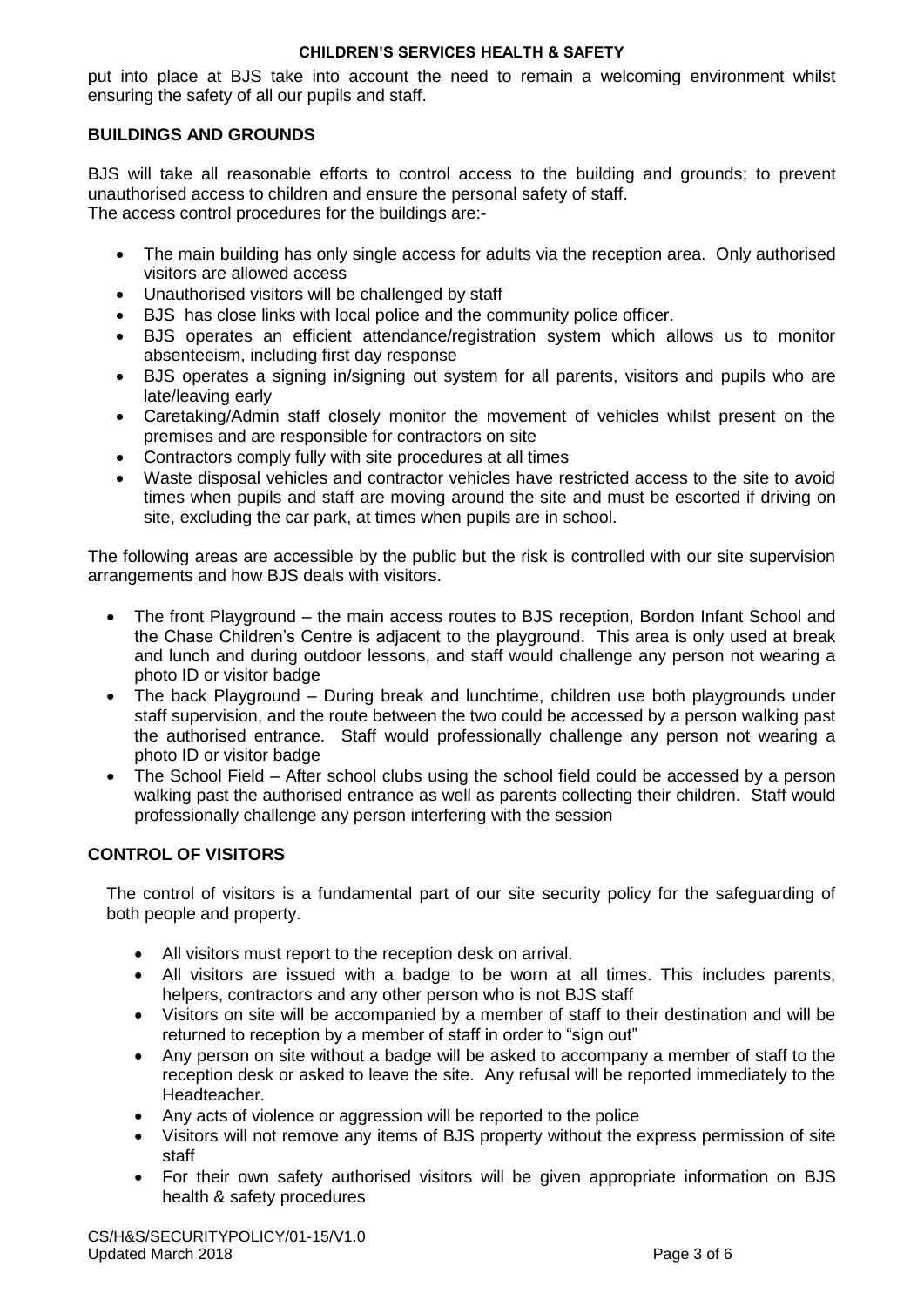put into place at BJS take into account the need to remain a welcoming environment whilst ensuring the safety of all our pupils and staff.

## BUILDINGS AND GROUNDS

BJS will take all reasonable efforts to control access to the building and grounds; to prevent unauthorised access to children and ensure the personal safety of staff.
The access control procedures for the buildings are:-

- The main building has only single access for adults via the reception area. Only authorised visitors are allowed access
- Unauthorised visitors will be challenged by staff
- BJS has close links with local police and the community police officer.
- BJS operates an efficient attendance/registration system which allows us to monitor absenteeism, including first day response
- BJS operates a signing in/signing out system for all parents, visitors and pupils who are late/leaving early
- Caretaking/Admin staff closely monitor the movement of vehicles whilst present on the premises and are responsible for contractors on site
- Contractors comply fully with site procedures at all times
- Waste disposal vehicles and contractor vehicles have restricted access to the site to avoid times when pupils and staff are moving around the site and must be escorted if driving on site, excluding the car park, at times when pupils are in school.

The following areas are accessible by the public but the risk is controlled with our site supervision arrangements and how BJS deals with visitors.

- The front Playground – the main access routes to BJS reception, Bordon Infant School and the Chase Children's Centre is adjacent to the playground. This area is only used at break and lunch and during outdoor lessons, and staff would challenge any person not wearing a photo ID or visitor badge
- The back Playground – During break and lunchtime, children use both playgrounds under staff supervision, and the route between the two could be accessed by a person walking past the authorised entrance. Staff would professionally challenge any person not wearing a photo ID or visitor badge
- The School Field – After school clubs using the school field could be accessed by a person walking past the authorised entrance as well as parents collecting their children. Staff would professionally challenge any person interfering with the session

## CONTROL OF VISITORS

The control of visitors is a fundamental part of our site security policy for the safeguarding of both people and property.

- All visitors must report to the reception desk on arrival.
- All visitors are issued with a badge to be worn at all times. This includes parents, helpers, contractors and any other person who is not BJS staff
- Visitors on site will be accompanied by a member of staff to their destination and will be returned to reception by a member of staff in order to "sign out"
- Any person on site without a badge will be asked to accompany a member of staff to the reception desk or asked to leave the site. Any refusal will be reported immediately to the Headteacher.
- Any acts of violence or aggression will be reported to the police
- Visitors will not remove any items of BJS property without the express permission of site staff
- For their own safety authorised visitors will be given appropriate information on BJS health & safety procedures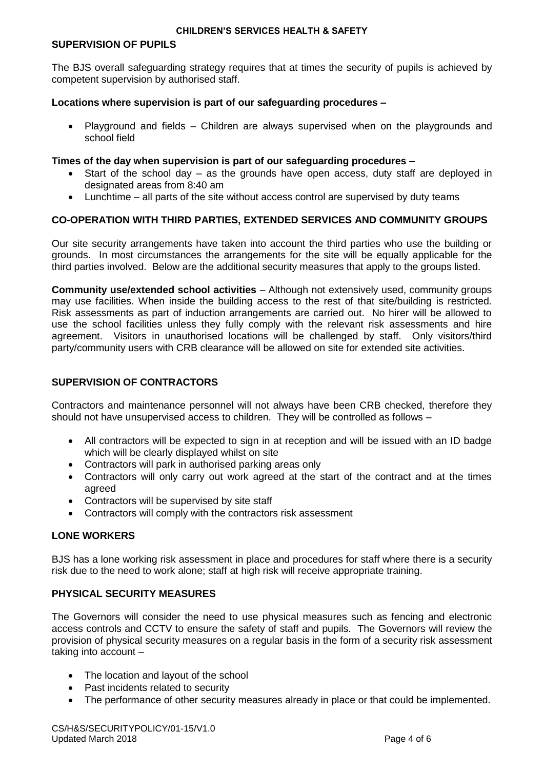## SUPERVISION OF PUPILS

The BJS overall safeguarding strategy requires that at times the security of pupils is achieved by competent supervision by authorised staff.

**Locations where supervision is part of our safeguarding procedures –**

- Playground and fields – Children are always supervised when on the playgrounds and school field

**Times of the day when supervision is part of our safeguarding procedures –**

- Start of the school day – as the grounds have open access, duty staff are deployed in designated areas from 8:40 am
- Lunchtime – all parts of the site without access control are supervised by duty teams

## CO-OPERATION WITH THIRD PARTIES, EXTENDED SERVICES AND COMMUNITY GROUPS

Our site security arrangements have taken into account the third parties who use the building or grounds. In most circumstances the arrangements for the site will be equally applicable for the third parties involved. Below are the additional security measures that apply to the groups listed.

**Community use/extended school activities** – Although not extensively used, community groups may use facilities. When inside the building access to the rest of that site/building is restricted. Risk assessments as part of induction arrangements are carried out. No hirer will be allowed to use the school facilities unless they fully comply with the relevant risk assessments and hire agreement. Visitors in unauthorised locations will be challenged by staff. Only visitors/third party/community users with CRB clearance will be allowed on site for extended site activities.

## SUPERVISION OF CONTRACTORS

Contractors and maintenance personnel will not always have been CRB checked, therefore they should not have unsupervised access to children. They will be controlled as follows –

- All contractors will be expected to sign in at reception and will be issued with an ID badge which will be clearly displayed whilst on site
- Contractors will park in authorised parking areas only
- Contractors will only carry out work agreed at the start of the contract and at the times agreed
- Contractors will be supervised by site staff
- Contractors will comply with the contractors risk assessment

## LONE WORKERS

BJS has a lone working risk assessment in place and procedures for staff where there is a security risk due to the need to work alone; staff at high risk will receive appropriate training.

## PHYSICAL SECURITY MEASURES

The Governors will consider the need to use physical measures such as fencing and electronic access controls and CCTV to ensure the safety of staff and pupils. The Governors will review the provision of physical security measures on a regular basis in the form of a security risk assessment taking into account –

- The location and layout of the school
- Past incidents related to security
- The performance of other security measures already in place or that could be implemented.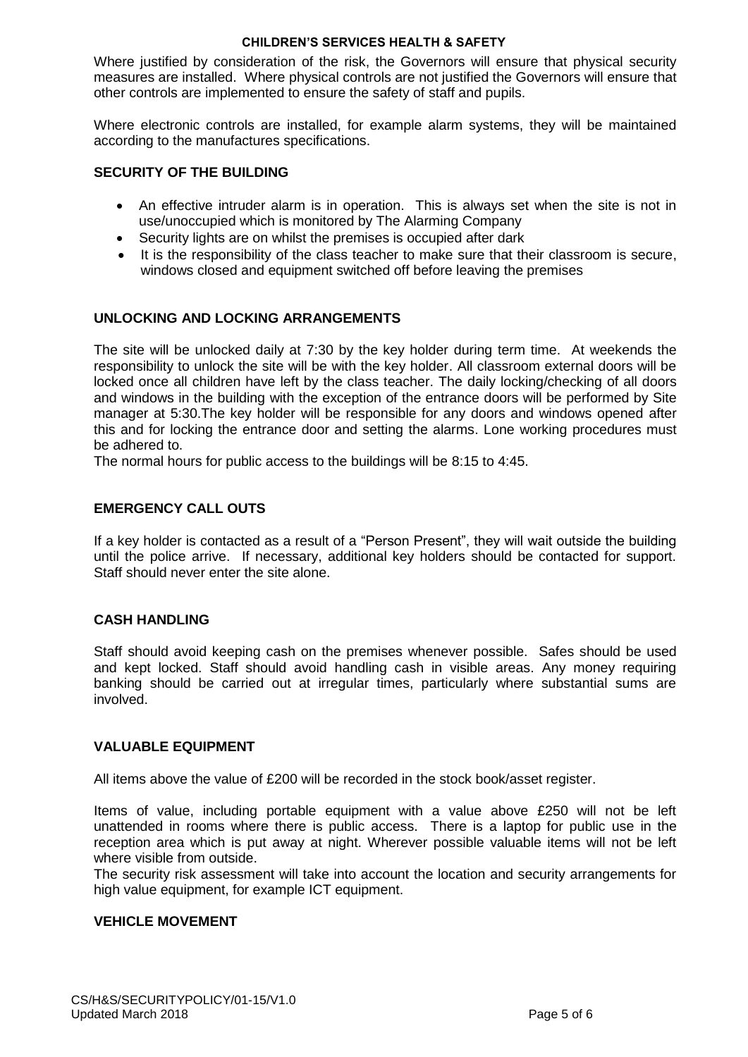Where justified by consideration of the risk, the Governors will ensure that physical security measures are installed. Where physical controls are not justified the Governors will ensure that other controls are implemented to ensure the safety of staff and pupils.

Where electronic controls are installed, for example alarm systems, they will be maintained according to the manufactures specifications.

## SECURITY OF THE BUILDING

- An effective intruder alarm is in operation. This is always set when the site is not in use/unoccupied which is monitored by The Alarming Company
- Security lights are on whilst the premises is occupied after dark
- It is the responsibility of the class teacher to make sure that their classroom is secure, windows closed and equipment switched off before leaving the premises

## UNLOCKING AND LOCKING ARRANGEMENTS

The site will be unlocked daily at 7:30 by the key holder during term time. At weekends the responsibility to unlock the site will be with the key holder. All classroom external doors will be locked once all children have left by the class teacher. The daily locking/checking of all doors and windows in the building with the exception of the entrance doors will be performed by Site manager at 5:30.The key holder will be responsible for any doors and windows opened after this and for locking the entrance door and setting the alarms. Lone working procedures must be adhered to.

The normal hours for public access to the buildings will be 8:15 to 4:45.

## EMERGENCY CALL OUTS

If a key holder is contacted as a result of a "Person Present", they will wait outside the building until the police arrive. If necessary, additional key holders should be contacted for support. Staff should never enter the site alone.

## CASH HANDLING

Staff should avoid keeping cash on the premises whenever possible. Safes should be used and kept locked. Staff should avoid handling cash in visible areas. Any money requiring banking should be carried out at irregular times, particularly where substantial sums are involved.

## VALUABLE EQUIPMENT

All items above the value of £200 will be recorded in the stock book/asset register.

Items of value, including portable equipment with a value above £250 will not be left unattended in rooms where there is public access. There is a laptop for public use in the reception area which is put away at night. Wherever possible valuable items will not be left where visible from outside.

The security risk assessment will take into account the location and security arrangements for high value equipment, for example ICT equipment.

## VEHICLE MOVEMENT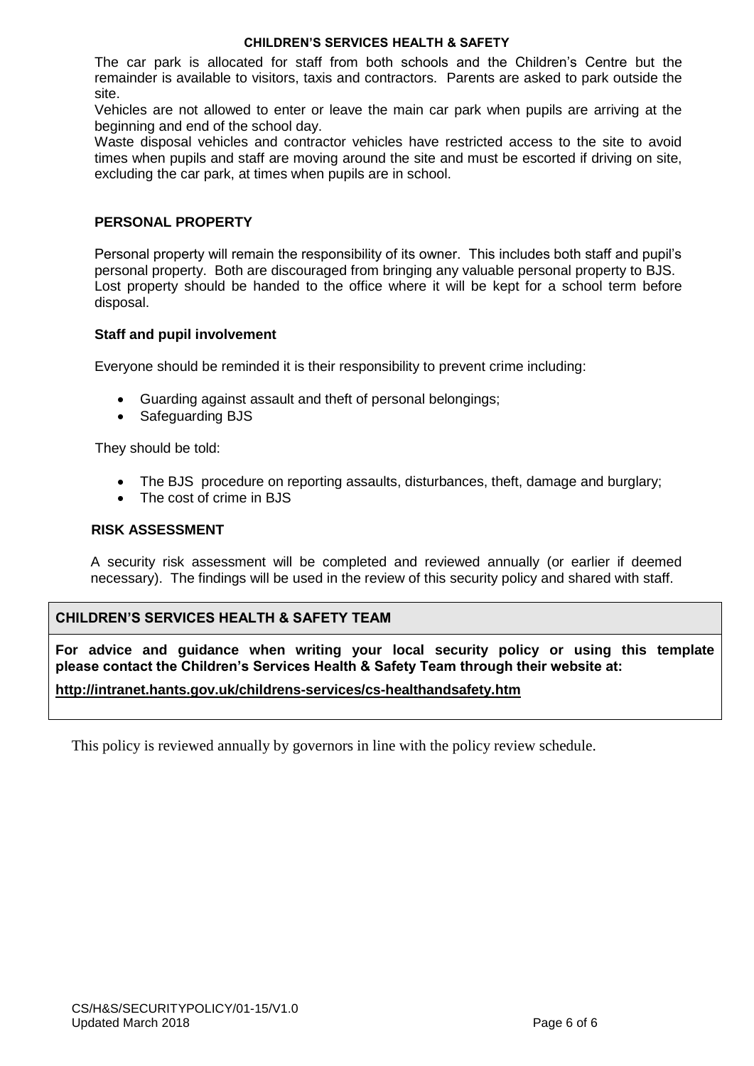The car park is allocated for staff from both schools and the Children's Centre but the remainder is available to visitors, taxis and contractors. Parents are asked to park outside the site.

Vehicles are not allowed to enter or leave the main car park when pupils are arriving at the beginning and end of the school day.

Waste disposal vehicles and contractor vehicles have restricted access to the site to avoid times when pupils and staff are moving around the site and must be escorted if driving on site, excluding the car park, at times when pupils are in school.

## PERSONAL PROPERTY

Personal property will remain the responsibility of its owner. This includes both staff and pupil's personal property. Both are discouraged from bringing any valuable personal property to BJS.

Lost property should be handed to the office where it will be kept for a school term before disposal.

### Staff and pupil involvement

Everyone should be reminded it is their responsibility to prevent crime including:

- Guarding against assault and theft of personal belongings;
- Safeguarding BJS

They should be told:

- The BJS procedure on reporting assaults, disturbances, theft, damage and burglary;
- The cost of crime in BJS

## RISK ASSESSMENT

A security risk assessment will be completed and reviewed annually (or earlier if deemed necessary). The findings will be used in the review of this security policy and shared with staff.

| CHILDREN'S SERVICES HEALTH & SAFETY TEAM |
| --- |
| **For advice and guidance when writing your local security policy or using this template please contact the Children's Services Health & Safety Team through their website at:** **http://intranet.hants.gov.uk/childrens-services/cs-healthandsafety.htm** |

This policy is reviewed annually by governors in line with the policy review schedule.

CS/H&S/SECURITYPOLICY/01-15/V1.0
Updated March 2018